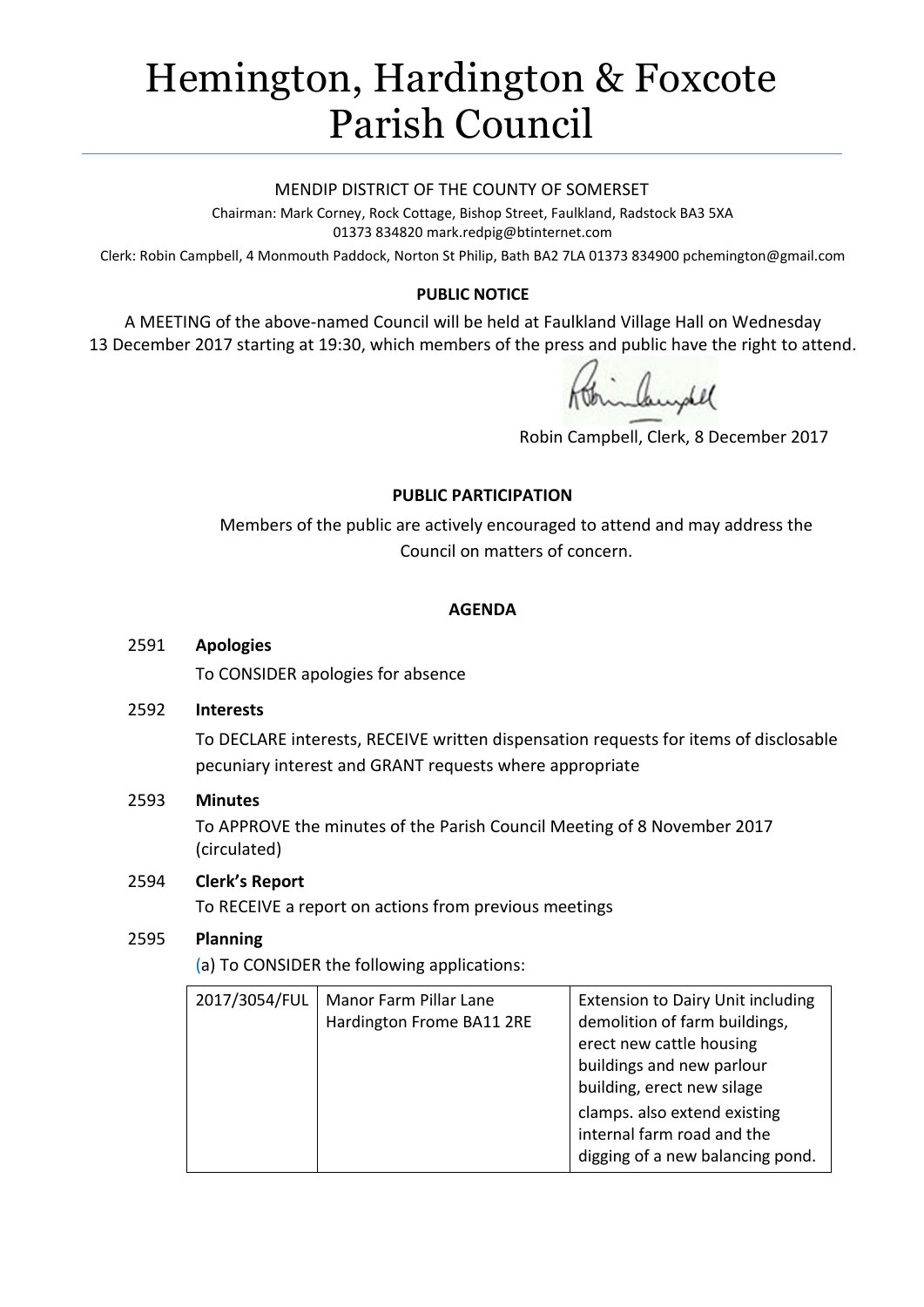# Hemington, Hardington & Foxcote Parish Council

MENDIP DISTRICT OF THE COUNTY OF SOMERSET

Chairman: Mark Corney, Rock Cottage, Bishop Street, Faulkland, Radstock BA3 5XA
01373 834820 mark.redpig@btinternet.com

Clerk: Robin Campbell, 4 Monmouth Paddock, Norton St Philip, Bath BA2 7LA 01373 834900 pchemington@gmail.com

**PUBLIC NOTICE**

A MEETING of the above-named Council will be held at Faulkland Village Hall on Wednesday 13 December 2017 starting at 19:30, which members of the press and public have the right to attend.

Robin Campbell, Clerk, 8 December 2017

**PUBLIC PARTICIPATION**

Members of the public are actively encouraged to attend and may address the Council on matters of concern.

**AGENDA**

2591 **Apologies**

To CONSIDER apologies for absence

2592 **Interests**

To DECLARE interests, RECEIVE written dispensation requests for items of disclosable pecuniary interest and GRANT requests where appropriate

2593 **Minutes**

To APPROVE the minutes of the Parish Council Meeting of 8 November 2017 (circulated)

2594 **Clerk's Report**

To RECEIVE a report on actions from previous meetings

2595 **Planning**

(a) To CONSIDER the following applications:

| | | |
|---|---|---|
| 2017/3054/FUL | Manor Farm Pillar Lane Hardington Frome BA11 2RE | Extension to Dairy Unit including demolition of farm buildings, erect new cattle housing buildings and new parlour building, erect new silage clamps. also extend existing internal farm road and the digging of a new balancing pond. |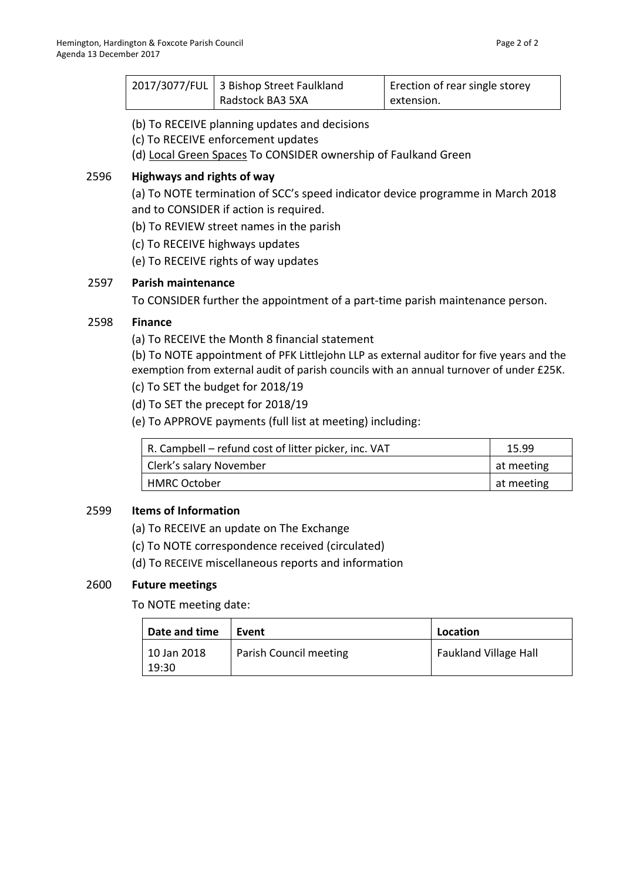| | | |
|---|---|---|
| 2017/3077/FUL | 3 Bishop Street Faulkland Radstock BA3 5XA | Erection of rear single storey extension. |

(b) To RECEIVE planning updates and decisions

(c) To RECEIVE enforcement updates

(d) Local Green Spaces To CONSIDER ownership of Faulkand Green

**2596 Highways and rights of way**

(a) To NOTE termination of SCC's speed indicator device programme in March 2018 and to CONSIDER if action is required.

(b) To REVIEW street names in the parish

(c) To RECEIVE highways updates

(e) To RECEIVE rights of way updates

**2597 Parish maintenance**

To CONSIDER further the appointment of a part-time parish maintenance person.

**2598 Finance**

(a) To RECEIVE the Month 8 financial statement

(b) To NOTE appointment of PFK Littlejohn LLP as external auditor for five years and the exemption from external audit of parish councils with an annual turnover of under £25K.

(c) To SET the budget for 2018/19

(d) To SET the precept for 2018/19

(e) To APPROVE payments (full list at meeting) including:

| | |
|---|---|
| R. Campbell – refund cost of litter picker, inc. VAT | 15.99 |
| Clerk's salary November | at meeting |
| HMRC October | at meeting |

**2599 Items of Information**

(a) To RECEIVE an update on The Exchange

(c) To NOTE correspondence received (circulated)

(d) To RECEIVE miscellaneous reports and information

**2600 Future meetings**

To NOTE meeting date:

| Date and time | Event | Location |
|---|---|---|
| 10 Jan 2018 19:30 | Parish Council meeting | Faukland Village Hall |